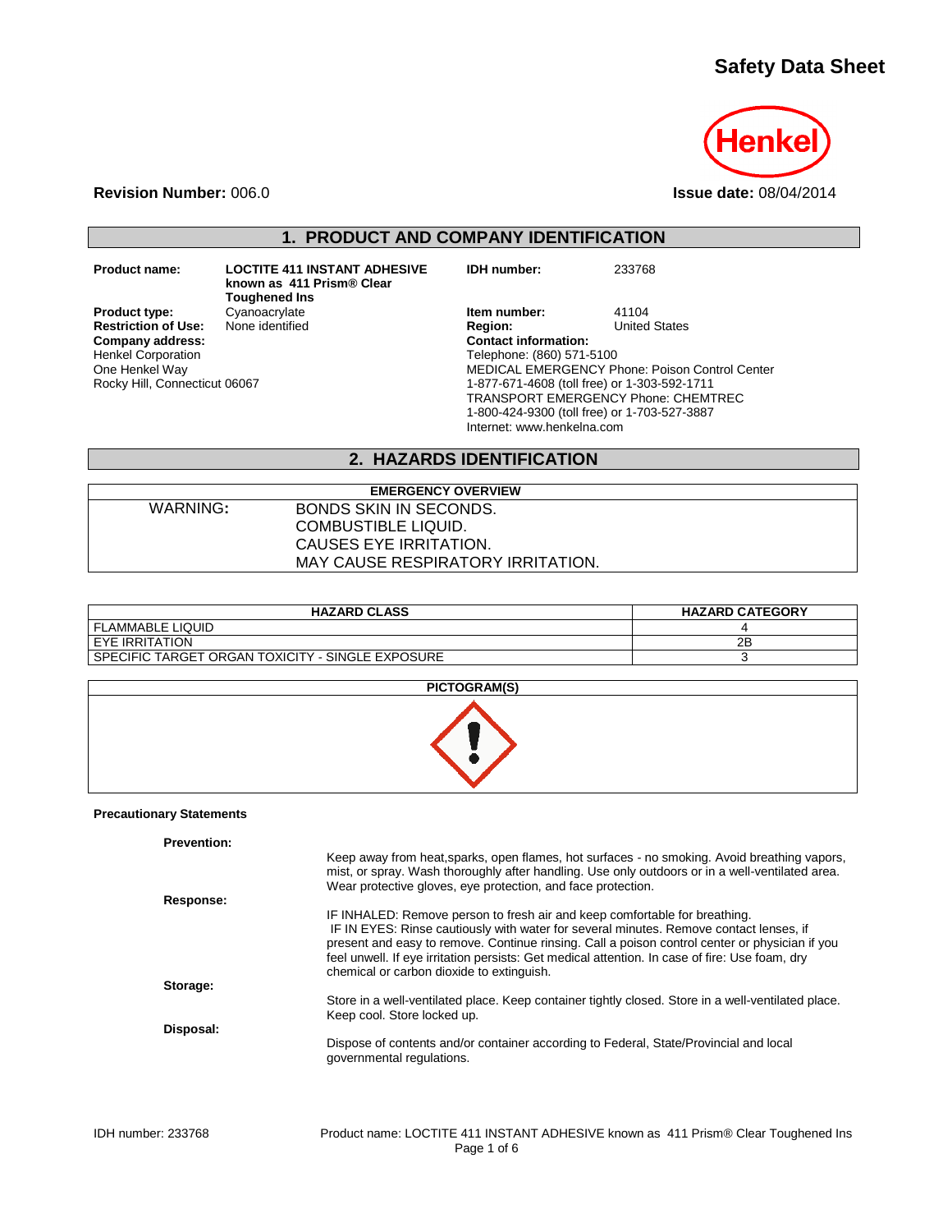# Safety Data Sheet

Henkel

**Revision Number:** 006.0

**Issue date:** 08/04/2014

## 1. PRODUCT AND COMPANY IDENTIFICATION

**Product name:** LOCTITE 411 INSTANT ADHESIVE known as 411 Prism® Clear Toughened Ins

**IDH number:** 233768

**Product type:** Cyanoacrylate

**Item number:** 41104

**Restriction of Use:** None identified

**Region:** United States

**Company address:**
Henkel Corporation
One Henkel Way
Rocky Hill, Connecticut 06067

**Contact information:**
Telephone: (860) 571-5100
MEDICAL EMERGENCY Phone: Poison Control Center
1-877-671-4608 (toll free) or 1-303-592-1711
TRANSPORT EMERGENCY Phone: CHEMTREC
1-800-424-9300 (toll free) or 1-703-527-3887
Internet: www.henkelna.com

## 2. HAZARDS IDENTIFICATION

| EMERGENCY OVERVIEW | |
|---|---|
| WARNING: | BONDS SKIN IN SECONDS.<br>COMBUSTIBLE LIQUID.<br>CAUSES EYE IRRITATION.<br>MAY CAUSE RESPIRATORY IRRITATION. |

| HAZARD CLASS | HAZARD CATEGORY |
|---|---|
| FLAMMABLE LIQUID | 4 |
| EYE IRRITATION | 2B |
| SPECIFIC TARGET ORGAN TOXICITY - SINGLE EXPOSURE | 3 |

**PICTOGRAM(S)**

**Precautionary Statements**

**Prevention:**
Keep away from heat,sparks, open flames, hot surfaces - no smoking. Avoid breathing vapors, mist, or spray. Wash thoroughly after handling. Use only outdoors or in a well-ventilated area. Wear protective gloves, eye protection, and face protection.

**Response:**
IF INHALED: Remove person to fresh air and keep comfortable for breathing.
IF IN EYES: Rinse cautiously with water for several minutes. Remove contact lenses, if present and easy to remove. Continue rinsing. Call a poison control center or physician if you feel unwell. If eye irritation persists: Get medical attention. In case of fire: Use foam, dry chemical or carbon dioxide to extinguish.

**Storage:**
Store in a well-ventilated place. Keep container tightly closed. Store in a well-ventilated place. Keep cool. Store locked up.

**Disposal:**
Dispose of contents and/or container according to Federal, State/Provincial and local governmental regulations.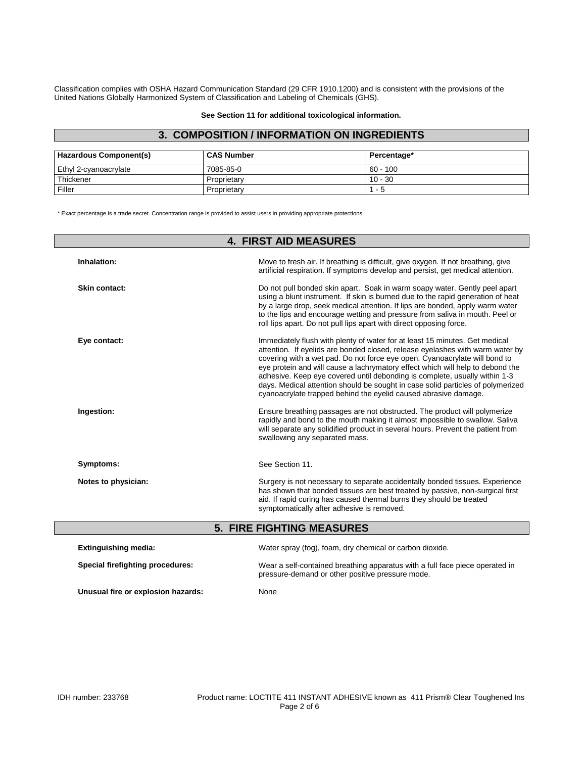Classification complies with OSHA Hazard Communication Standard (29 CFR 1910.1200) and is consistent with the provisions of the United Nations Globally Harmonized System of Classification and Labeling of Chemicals (GHS).

**See Section 11 for additional toxicological information.**

## 3. COMPOSITION / INFORMATION ON INGREDIENTS

| Hazardous Component(s) | CAS Number | Percentage* |
|---|---|---|
| Ethyl 2-cyanoacrylate | 7085-85-0 | 60 - 100 |
| Thickener | Proprietary | 10 - 30 |
| Filler | Proprietary | 1 - 5 |

\* Exact percentage is a trade secret. Concentration range is provided to assist users in providing appropriate protections.

## 4. FIRST AID MEASURES

**Inhalation:** Move to fresh air. If breathing is difficult, give oxygen. If not breathing, give artificial respiration. If symptoms develop and persist, get medical attention.

**Skin contact:** Do not pull bonded skin apart. Soak in warm soapy water. Gently peel apart using a blunt instrument. If skin is burned due to the rapid generation of heat by a large drop, seek medical attention. If lips are bonded, apply warm water to the lips and encourage wetting and pressure from saliva in mouth. Peel or roll lips apart. Do not pull lips apart with direct opposing force.

**Eye contact:** Immediately flush with plenty of water for at least 15 minutes. Get medical attention. If eyelids are bonded closed, release eyelashes with warm water by covering with a wet pad. Do not force eye open. Cyanoacrylate will bond to eye protein and will cause a lachrymatory effect which will help to debond the adhesive. Keep eye covered until debonding is complete, usually within 1-3 days. Medical attention should be sought in case solid particles of polymerized cyanoacrylate trapped behind the eyelid caused abrasive damage.

**Ingestion:** Ensure breathing passages are not obstructed. The product will polymerize rapidly and bond to the mouth making it almost impossible to swallow. Saliva will separate any solidified product in several hours. Prevent the patient from swallowing any separated mass.

**Symptoms:** See Section 11.

**Notes to physician:** Surgery is not necessary to separate accidentally bonded tissues. Experience has shown that bonded tissues are best treated by passive, non-surgical first aid. If rapid curing has caused thermal burns they should be treated symptomatically after adhesive is removed.

## 5. FIRE FIGHTING MEASURES

**Extinguishing media:** Water spray (fog), foam, dry chemical or carbon dioxide.

**Special firefighting procedures:** Wear a self-contained breathing apparatus with a full face piece operated in pressure-demand or other positive pressure mode.

**Unusual fire or explosion hazards:** None

IDH number: 233768 Product name: LOCTITE 411 INSTANT ADHESIVE known as 411 Prism® Clear Toughened Ins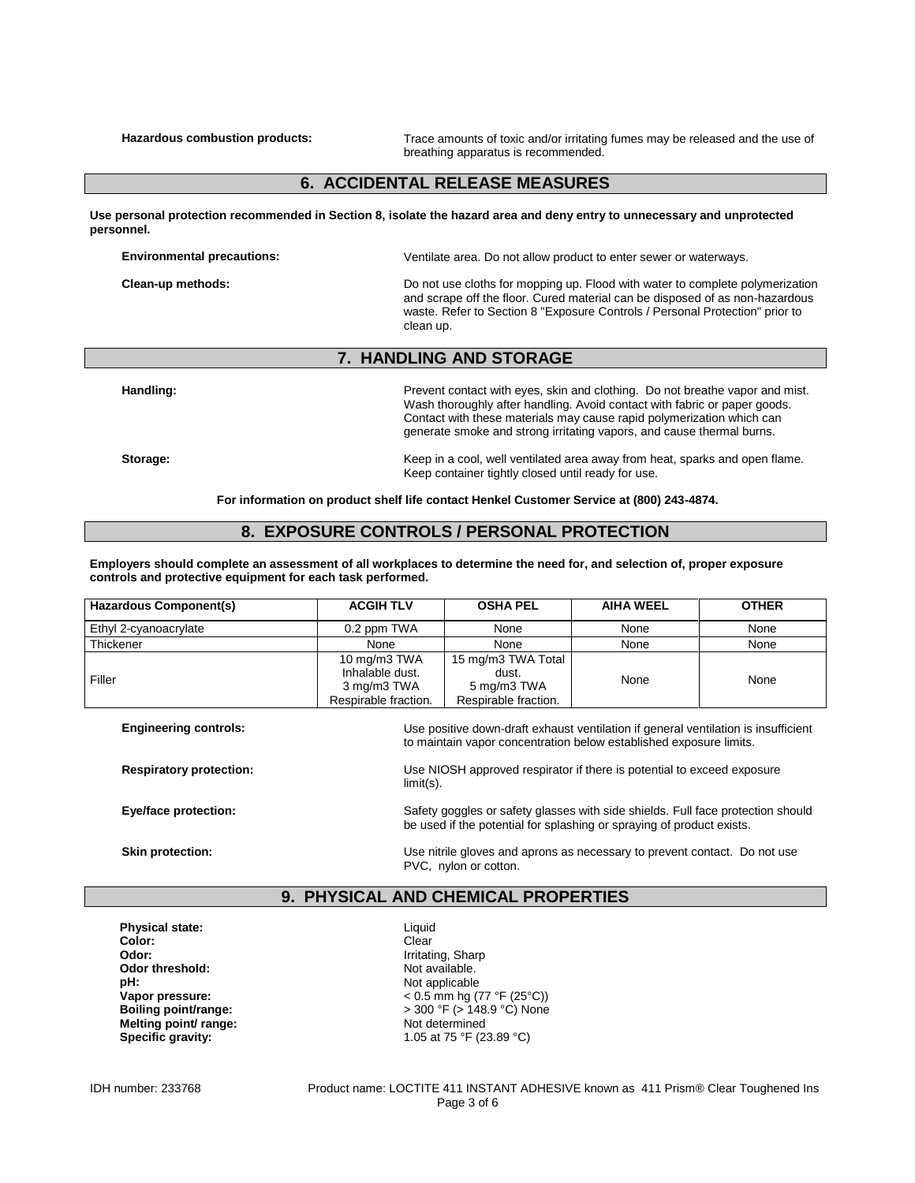**Hazardous combustion products:** Trace amounts of toxic and/or irritating fumes may be released and the use of breathing apparatus is recommended.

## 6. ACCIDENTAL RELEASE MEASURES

**Use personal protection recommended in Section 8, isolate the hazard area and deny entry to unnecessary and unprotected personnel.**

**Environmental precautions:** Ventilate area. Do not allow product to enter sewer or waterways.

**Clean-up methods:** Do not use cloths for mopping up. Flood with water to complete polymerization and scrape off the floor. Cured material can be disposed of as non-hazardous waste. Refer to Section 8 "Exposure Controls / Personal Protection" prior to clean up.

## 7. HANDLING AND STORAGE

**Handling:** Prevent contact with eyes, skin and clothing. Do not breathe vapor and mist. Wash thoroughly after handling. Avoid contact with fabric or paper goods. Contact with these materials may cause rapid polymerization which can generate smoke and strong irritating vapors, and cause thermal burns.

**Storage:** Keep in a cool, well ventilated area away from heat, sparks and open flame. Keep container tightly closed until ready for use.

**For information on product shelf life contact Henkel Customer Service at (800) 243-4874.**

## 8. EXPOSURE CONTROLS / PERSONAL PROTECTION

**Employers should complete an assessment of all workplaces to determine the need for, and selection of, proper exposure controls and protective equipment for each task performed.**

| Hazardous Component(s) | ACGIH TLV | OSHA PEL | AIHA WEEL | OTHER |
|---|---|---|---|---|
| Ethyl 2-cyanoacrylate | 0.2 ppm TWA | None | None | None |
| Thickener | None | None | None | None |
| Filler | 10 mg/m3 TWA Inhalable dust. 3 mg/m3 TWA Respirable fraction. | 15 mg/m3 TWA Total dust. 5 mg/m3 TWA Respirable fraction. | None | None |

**Engineering controls:** Use positive down-draft exhaust ventilation if general ventilation is insufficient to maintain vapor concentration below established exposure limits.

**Respiratory protection:** Use NIOSH approved respirator if there is potential to exceed exposure limit(s).

**Eye/face protection:** Safety goggles or safety glasses with side shields. Full face protection should be used if the potential for splashing or spraying of product exists.

**Skin protection:** Use nitrile gloves and aprons as necessary to prevent contact. Do not use PVC, nylon or cotton.

## 9. PHYSICAL AND CHEMICAL PROPERTIES

**Physical state:** Liquid
**Color:** Clear
**Odor:** Irritating, Sharp
**Odor threshold:** Not available.
**pH:** Not applicable
**Vapor pressure:** < 0.5 mm hg (77 °F (25°C))
**Boiling point/range:** > 300 °F (> 148.9 °C) None
**Melting point/ range:** Not determined
**Specific gravity:** 1.05 at 75 °F (23.89 °C)

IDH number: 233768 Product name: LOCTITE 411 INSTANT ADHESIVE known as 411 Prism® Clear Toughened Ins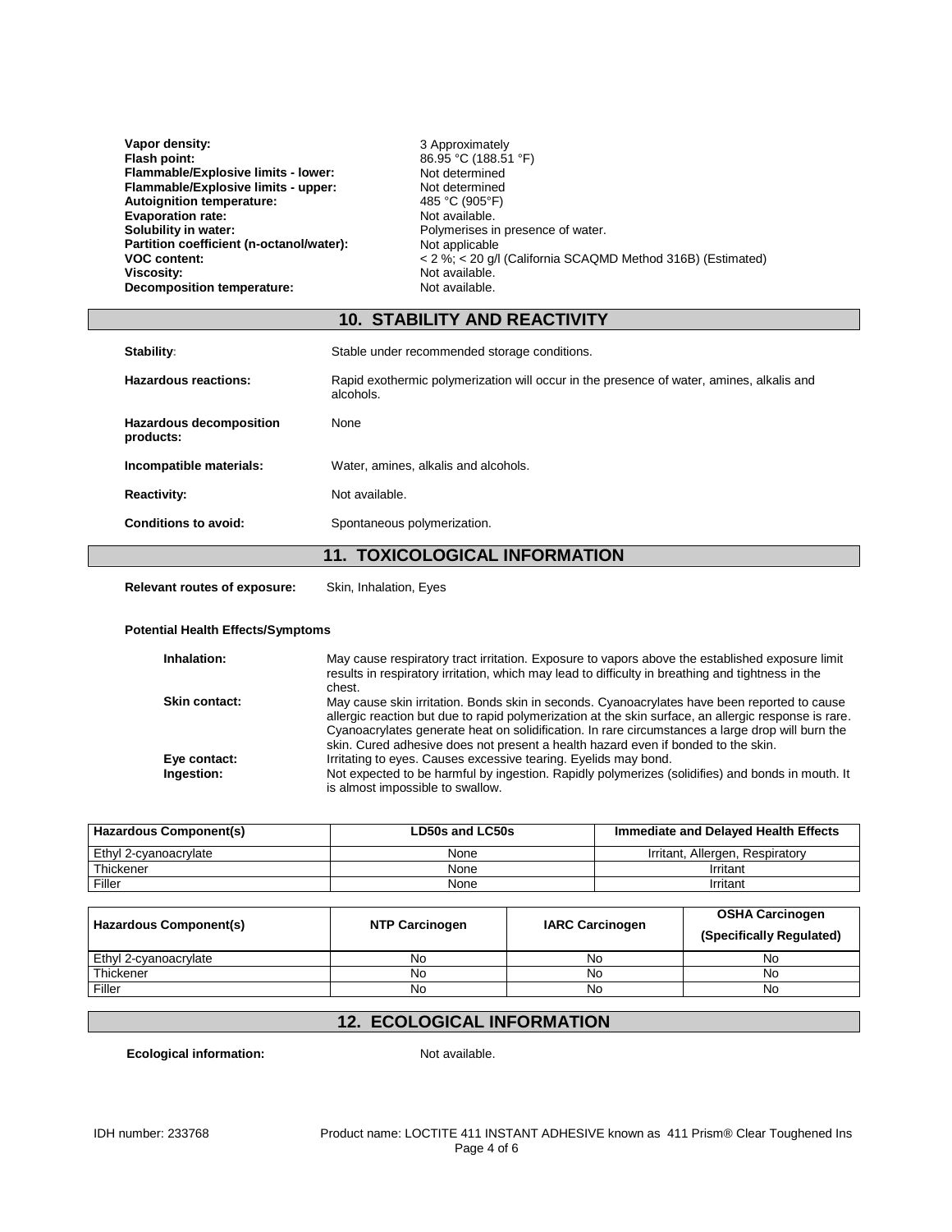| | |
|---|---|
| **Vapor density:** | 3 Approximately |
| **Flash point:** | 86.95 °C (188.51 °F) |
| **Flammable/Explosive limits - lower:** | Not determined |
| **Flammable/Explosive limits - upper:** | Not determined |
| **Autoignition temperature:** | 485 °C (905°F) |
| **Evaporation rate:** | Not available. |
| **Solubility in water:** | Polymerises in presence of water. |
| **Partition coefficient (n-octanol/water):** | Not applicable |
| **VOC content:** | < 2 %; < 20 g/l (California SCAQMD Method 316B) (Estimated) |
| **Viscosity:** | Not available. |
| **Decomposition temperature:** | Not available. |

## 10. STABILITY AND REACTIVITY

| | |
|---|---|
| **Stability:** | Stable under recommended storage conditions. |
| **Hazardous reactions:** | Rapid exothermic polymerization will occur in the presence of water, amines, alkalis and alcohols. |
| **Hazardous decomposition products:** | None |
| **Incompatible materials:** | Water, amines, alkalis and alcohols. |
| **Reactivity:** | Not available. |
| **Conditions to avoid:** | Spontaneous polymerization. |

## 11. TOXICOLOGICAL INFORMATION

**Relevant routes of exposure:** Skin, Inhalation, Eyes

**Potential Health Effects/Symptoms**

| | |
|---|---|
| **Inhalation:** | May cause respiratory tract irritation. Exposure to vapors above the established exposure limit results in respiratory irritation, which may lead to difficulty in breathing and tightness in the chest. |
| **Skin contact:** | May cause skin irritation. Bonds skin in seconds. Cyanoacrylates have been reported to cause allergic reaction but due to rapid polymerization at the skin surface, an allergic response is rare. Cyanoacrylates generate heat on solidification. In rare circumstances a large drop will burn the skin. Cured adhesive does not present a health hazard even if bonded to the skin. |
| **Eye contact:** | Irritating to eyes. Causes excessive tearing. Eyelids may bond. |
| **Ingestion:** | Not expected to be harmful by ingestion. Rapidly polymerizes (solidifies) and bonds in mouth. It is almost impossible to swallow. |

| Hazardous Component(s) | LD50s and LC50s | Immediate and Delayed Health Effects |
|---|---|---|
| Ethyl 2-cyanoacrylate | None | Irritant, Allergen, Respiratory |
| Thickener | None | Irritant |
| Filler | None | Irritant |

| Hazardous Component(s) | NTP Carcinogen | IARC Carcinogen | OSHA Carcinogen (Specifically Regulated) |
|---|---|---|---|
| Ethyl 2-cyanoacrylate | No | No | No |
| Thickener | No | No | No |
| Filler | No | No | No |

## 12. ECOLOGICAL INFORMATION

**Ecological information:** Not available.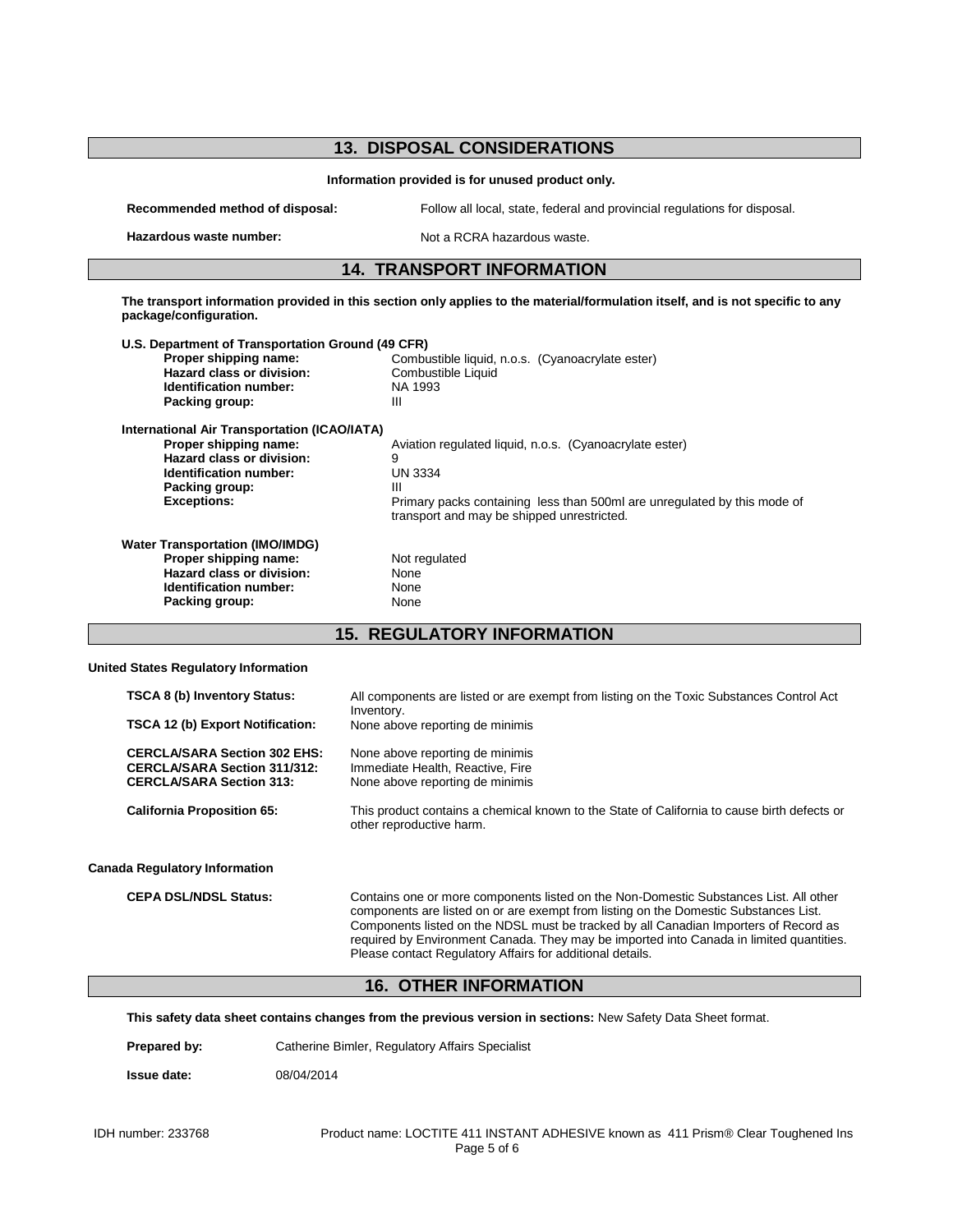## 13. DISPOSAL CONSIDERATIONS

**Information provided is for unused product only.**

**Recommended method of disposal:** Follow all local, state, federal and provincial regulations for disposal.

**Hazardous waste number:** Not a RCRA hazardous waste.

## 14. TRANSPORT INFORMATION

**The transport information provided in this section only applies to the material/formulation itself, and is not specific to any package/configuration.**

**U.S. Department of Transportation Ground (49 CFR)**

| | |
|---|---|
| **Proper shipping name:** | Combustible liquid, n.o.s. (Cyanoacrylate ester) |
| **Hazard class or division:** | Combustible Liquid |
| **Identification number:** | NA 1993 |
| **Packing group:** | III |

**International Air Transportation (ICAO/IATA)**

| | |
|---|---|
| **Proper shipping name:** | Aviation regulated liquid, n.o.s. (Cyanoacrylate ester) |
| **Hazard class or division:** | 9 |
| **Identification number:** | UN 3334 |
| **Packing group:** | III |
| **Exceptions:** | Primary packs containing less than 500ml are unregulated by this mode of transport and may be shipped unrestricted. |

**Water Transportation (IMO/IMDG)**

| | |
|---|---|
| **Proper shipping name:** | Not regulated |
| **Hazard class or division:** | None |
| **Identification number:** | None |
| **Packing group:** | None |

## 15. REGULATORY INFORMATION

**United States Regulatory Information**

| | |
|---|---|
| **TSCA 8 (b) Inventory Status:** | All components are listed or are exempt from listing on the Toxic Substances Control Act Inventory. |
| **TSCA 12 (b) Export Notification:** | None above reporting de minimis |
| **CERCLA/SARA Section 302 EHS:** | None above reporting de minimis |
| **CERCLA/SARA Section 311/312:** | Immediate Health, Reactive, Fire |
| **CERCLA/SARA Section 313:** | None above reporting de minimis |
| **California Proposition 65:** | This product contains a chemical known to the State of California to cause birth defects or other reproductive harm. |

**Canada Regulatory Information**

**CEPA DSL/NDSL Status:** Contains one or more components listed on the Non-Domestic Substances List. All other components are listed on or are exempt from listing on the Domestic Substances List. Components listed on the NDSL must be tracked by all Canadian Importers of Record as required by Environment Canada. They may be imported into Canada in limited quantities. Please contact Regulatory Affairs for additional details.

## 16. OTHER INFORMATION

**This safety data sheet contains changes from the previous version in sections:** New Safety Data Sheet format.

**Prepared by:** Catherine Bimler, Regulatory Affairs Specialist

**Issue date:** 08/04/2014

IDH number: 233768 Product name: LOCTITE 411 INSTANT ADHESIVE known as 411 Prism® Clear Toughened Ins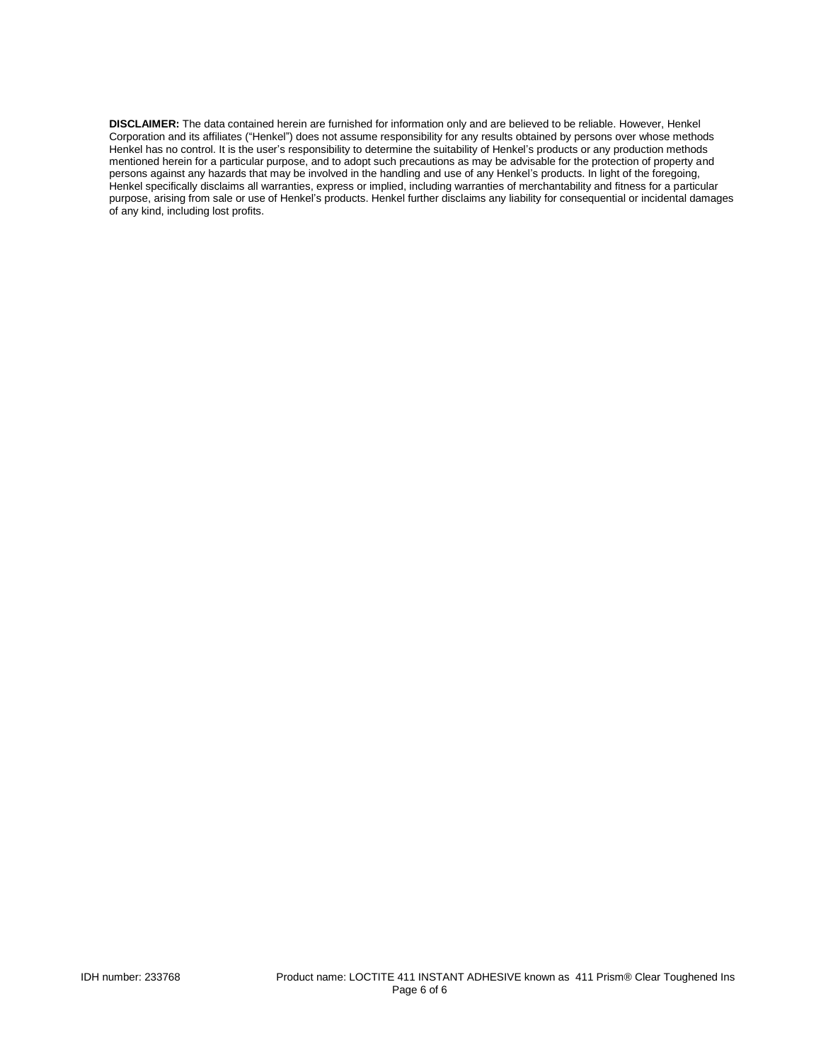**DISCLAIMER:** The data contained herein are furnished for information only and are believed to be reliable. However, Henkel Corporation and its affiliates ("Henkel") does not assume responsibility for any results obtained by persons over whose methods Henkel has no control. It is the user's responsibility to determine the suitability of Henkel's products or any production methods mentioned herein for a particular purpose, and to adopt such precautions as may be advisable for the protection of property and persons against any hazards that may be involved in the handling and use of any Henkel's products. In light of the foregoing, Henkel specifically disclaims all warranties, express or implied, including warranties of merchantability and fitness for a particular purpose, arising from sale or use of Henkel's products. Henkel further disclaims any liability for consequential or incidental damages of any kind, including lost profits.